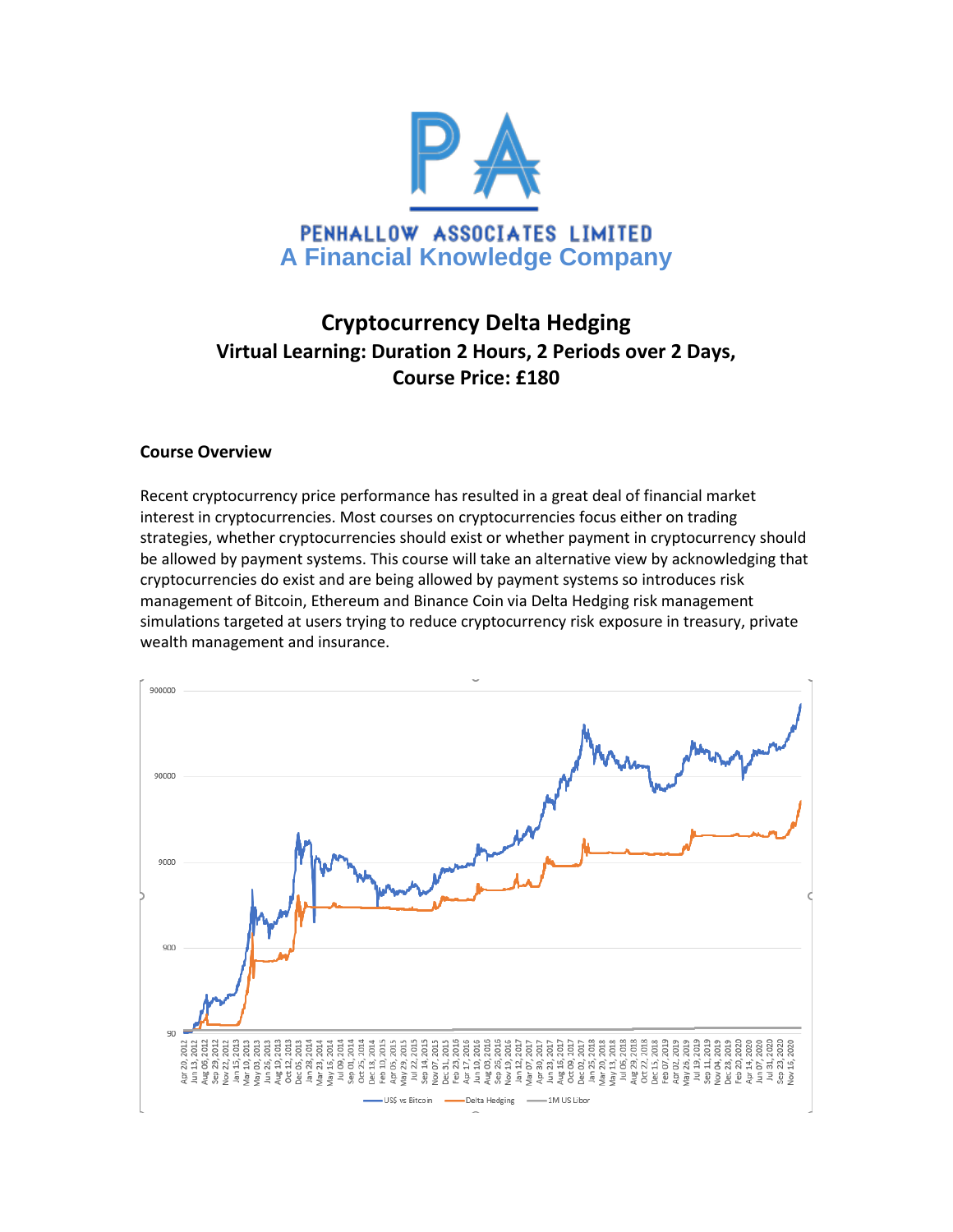PENHALLOW ASSOCIATES LIMITED

A Financial Knowledge Company

# Cryptocurrency Delta Hedging

## Virtual Learning: Duration 2 Hours, 2 Periods over 2 Days, Course Price: £180

### Course Overview

Recent cryptocurrency price performance has resulted in a great deal of financial market interest in cryptocurrencies. Most courses on cryptocurrencies focus either on trading strategies, whether cryptocurrencies should exist or whether payment in cryptocurrency should be allowed by payment systems. This course will take an alternative view by acknowledging that cryptocurrencies do exist and are being allowed by payment systems so introduces risk management of Bitcoin, Ethereum and Binance Coin via Delta Hedging risk management simulations targeted at users trying to reduce cryptocurrency risk exposure in treasury, private wealth management and insurance.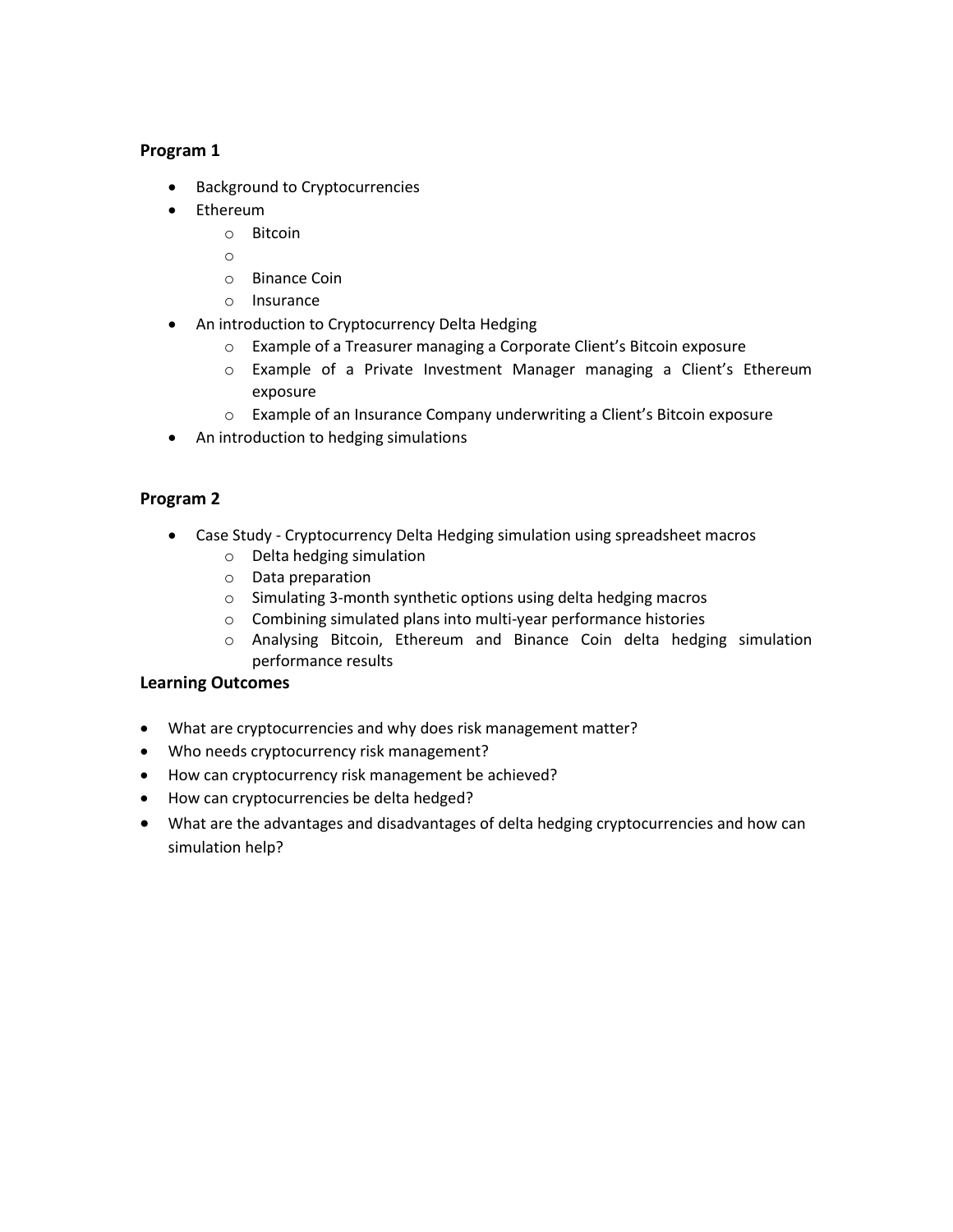### Program 1

- Background to Cryptocurrencies
- Ethereum
  - Bitcoin
  - 
  - Binance Coin
  - Insurance
- An introduction to Cryptocurrency Delta Hedging
  - Example of a Treasurer managing a Corporate Client's Bitcoin exposure
  - Example of a Private Investment Manager managing a Client's Ethereum exposure
  - Example of an Insurance Company underwriting a Client's Bitcoin exposure
- An introduction to hedging simulations

### Program 2

- Case Study - Cryptocurrency Delta Hedging simulation using spreadsheet macros
  - Delta hedging simulation
  - Data preparation
  - Simulating 3-month synthetic options using delta hedging macros
  - Combining simulated plans into multi-year performance histories
  - Analysing Bitcoin, Ethereum and Binance Coin delta hedging simulation performance results

### Learning Outcomes

- What are cryptocurrencies and why does risk management matter?
- Who needs cryptocurrency risk management?
- How can cryptocurrency risk management be achieved?
- How can cryptocurrencies be delta hedged?
- What are the advantages and disadvantages of delta hedging cryptocurrencies and how can simulation help?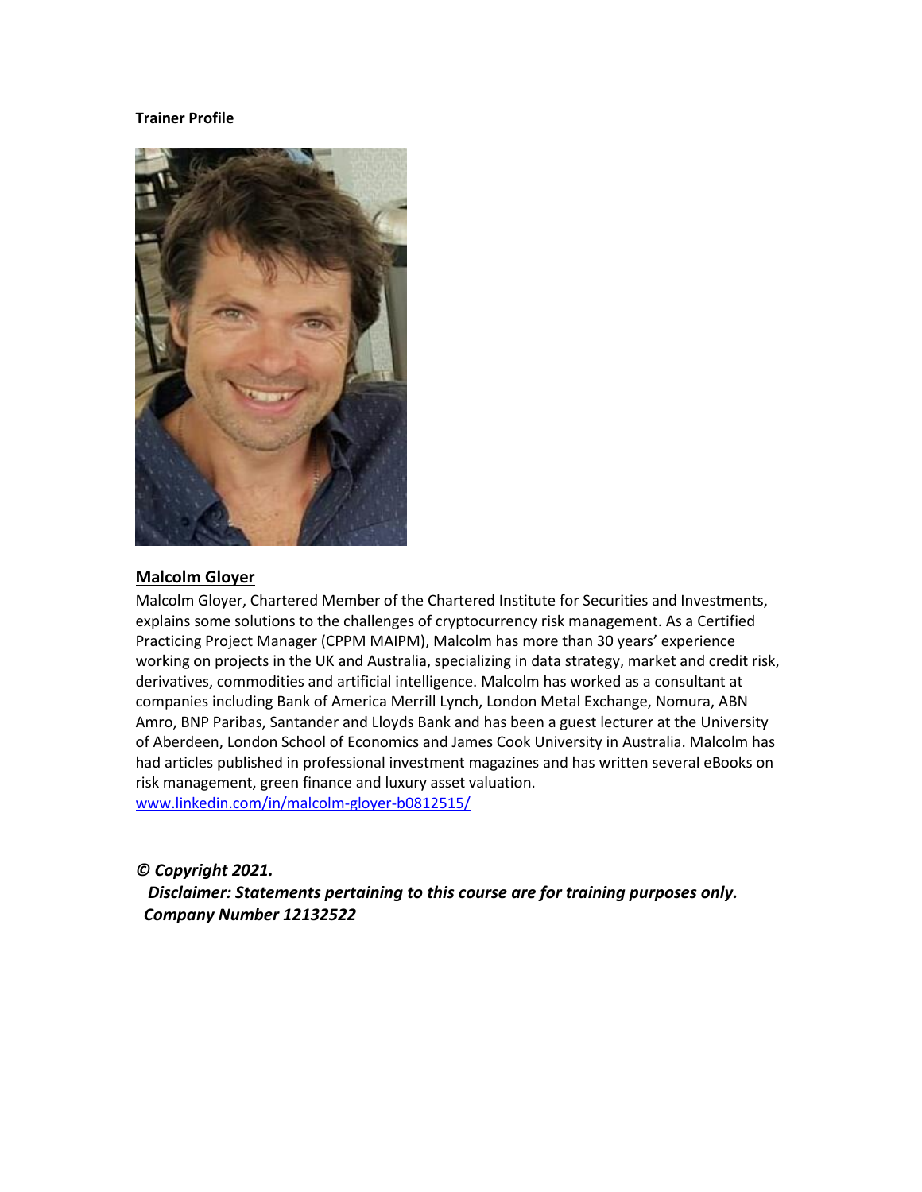**Trainer Profile**

## Malcolm Gloyer

Malcolm Gloyer, Chartered Member of the Chartered Institute for Securities and Investments, explains some solutions to the challenges of cryptocurrency risk management. As a Certified Practicing Project Manager (CPPM MAIPM), Malcolm has more than 30 years' experience working on projects in the UK and Australia, specializing in data strategy, market and credit risk, derivatives, commodities and artificial intelligence. Malcolm has worked as a consultant at companies including Bank of America Merrill Lynch, London Metal Exchange, Nomura, ABN Amro, BNP Paribas, Santander and Lloyds Bank and has been a guest lecturer at the University of Aberdeen, London School of Economics and James Cook University in Australia. Malcolm has had articles published in professional investment magazines and has written several eBooks on risk management, green finance and luxury asset valuation.
[www.linkedin.com/in/malcolm-gloyer-b0812515/](http://www.linkedin.com/in/malcolm-gloyer-b0812515/)

***© Copyright 2021.***
***Disclaimer: Statements pertaining to this course are for training purposes only.***
***Company Number 12132522***